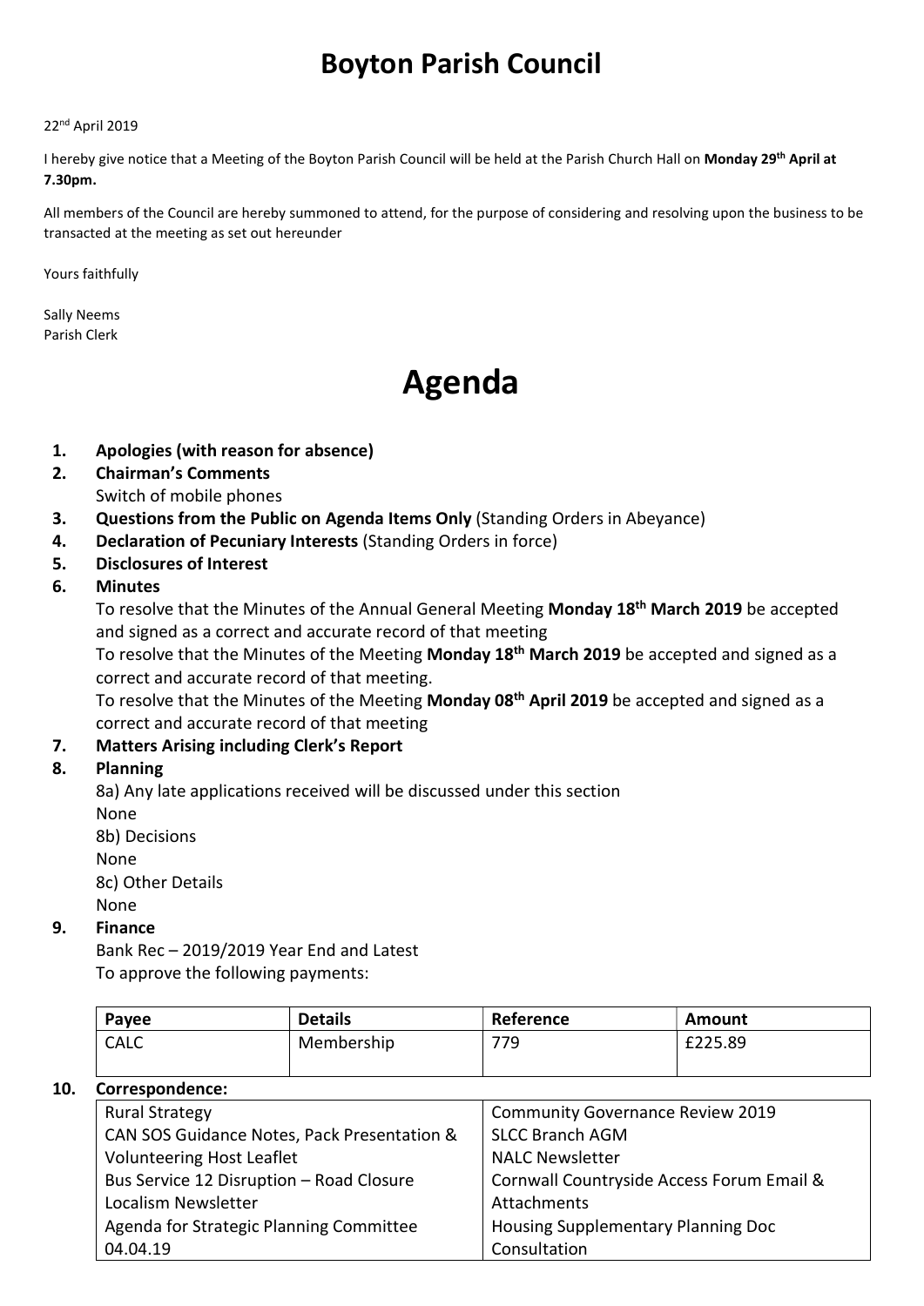# Boyton Parish Council

22nd April 2019

I hereby give notice that a Meeting of the Boyton Parish Council will be held at the Parish Church Hall on **Monday 29th April at 7.30pm.**

All members of the Council are hereby summoned to attend, for the purpose of considering and resolving upon the business to be transacted at the meeting as set out hereunder

Yours faithfully

Sally Neems
Parish Clerk

# Agenda

1. **Apologies (with reason for absence)**
2. **Chairman's Comments**
   Switch of mobile phones
3. **Questions from the Public on Agenda Items Only** (Standing Orders in Abeyance)
4. **Declaration of Pecuniary Interests** (Standing Orders in force)
5. **Disclosures of Interest**
6. **Minutes**
   To resolve that the Minutes of the Annual General Meeting **Monday 18th March 2019** be accepted and signed as a correct and accurate record of that meeting
   To resolve that the Minutes of the Meeting **Monday 18th March 2019** be accepted and signed as a correct and accurate record of that meeting.
   To resolve that the Minutes of the Meeting **Monday 08th April 2019** be accepted and signed as a correct and accurate record of that meeting
7. **Matters Arising including Clerk's Report**
8. **Planning**
   8a) Any late applications received will be discussed under this section
   None
   8b) Decisions
   None
   8c) Other Details
   None
9. **Finance**
   Bank Rec – 2019/2019 Year End and Latest
   To approve the following payments:

| Payee | Details | Reference | Amount |
|---|---|---|---|
| CALC | Membership | 779 | £225.89 |

10. **Correspondence:**

| | |
|---|---|
| Rural Strategy | Community Governance Review 2019 |
| CAN SOS Guidance Notes, Pack Presentation & Volunteering Host Leaflet | SLCC Branch AGM |
| Bus Service 12 Disruption – Road Closure | NALC Newsletter |
| Localism Newsletter | Cornwall Countryside Access Forum Email & Attachments |
| Agenda for Strategic Planning Committee 04.04.19 | Housing Supplementary Planning Doc Consultation |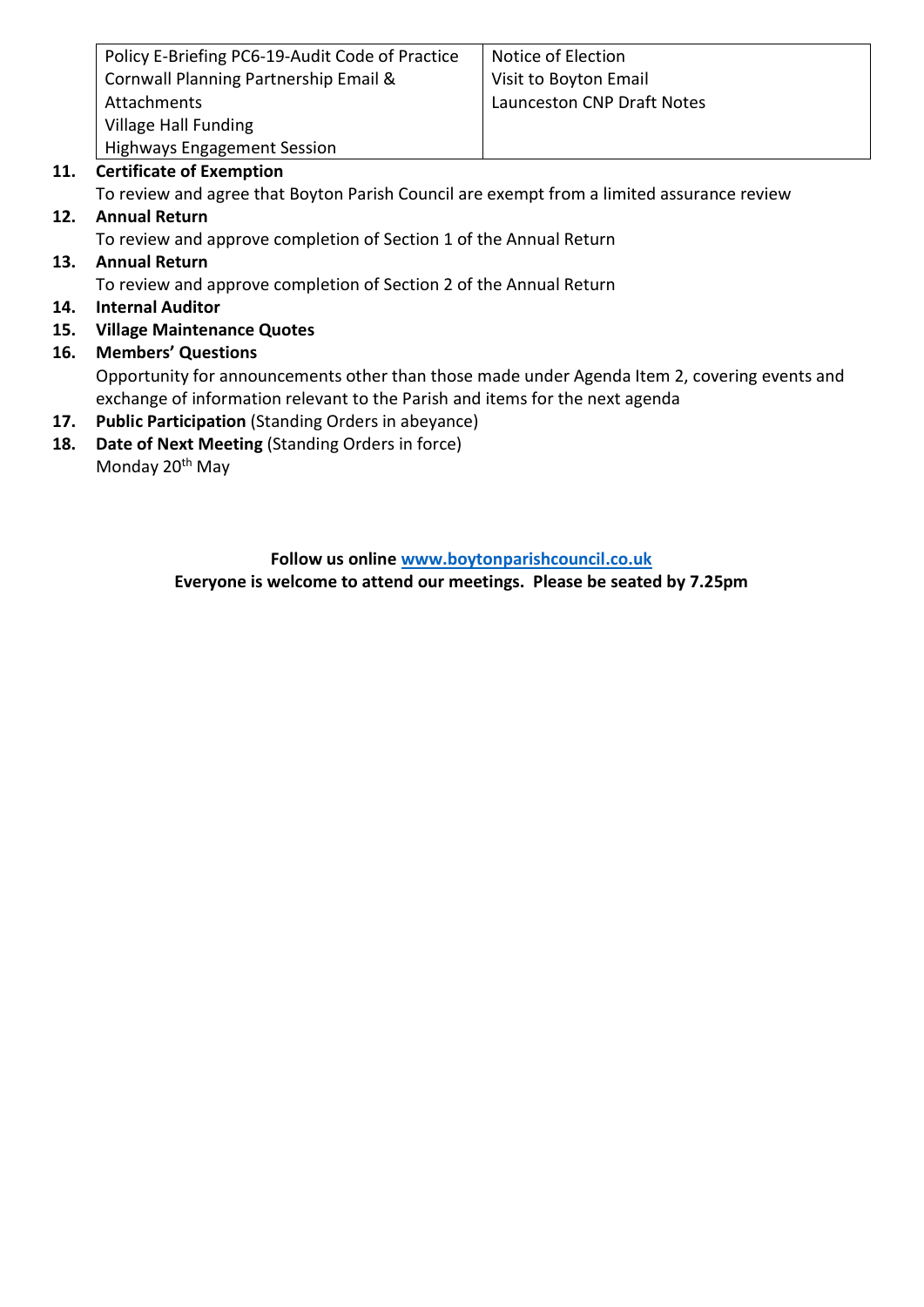| | |
|---|---|
| Policy E-Briefing PC6-19-Audit Code of Practice<br>Cornwall Planning Partnership Email & Attachments<br>Village Hall Funding<br>Highways Engagement Session | Notice of Election<br>Visit to Boyton Email<br>Launceston CNP Draft Notes |

11. **Certificate of Exemption**
    To review and agree that Boyton Parish Council are exempt from a limited assurance review
12. **Annual Return**
    To review and approve completion of Section 1 of the Annual Return
13. **Annual Return**
    To review and approve completion of Section 2 of the Annual Return
14. **Internal Auditor**
15. **Village Maintenance Quotes**
16. **Members' Questions**
    Opportunity for announcements other than those made under Agenda Item 2, covering events and exchange of information relevant to the Parish and items for the next agenda
17. **Public Participation** (Standing Orders in abeyance)
18. **Date of Next Meeting** (Standing Orders in force)
    Monday 20th May

**Follow us online [www.boytonparishcouncil.co.uk](http://www.boytonparishcouncil.co.uk)**

**Everyone is welcome to attend our meetings. Please be seated by 7.25pm**